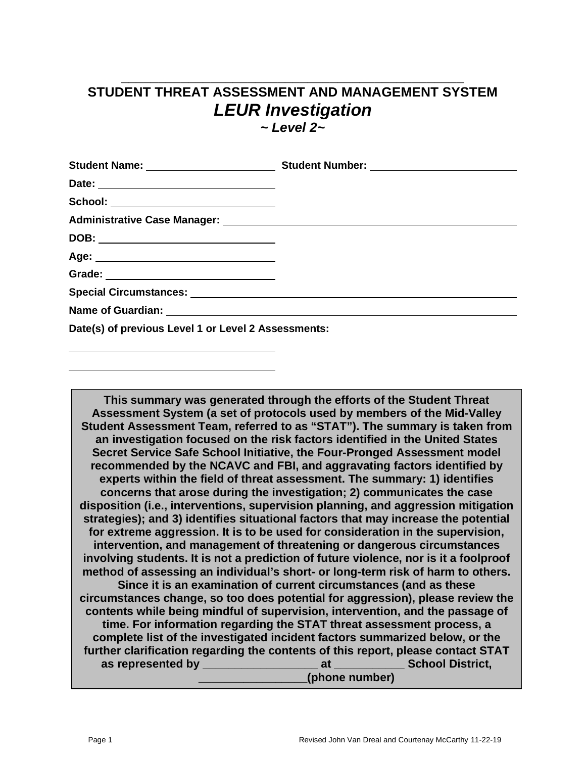# STUDENT THREAT ASSESSMENT AND MANAGEMENT SYSTEM

## *LEUR Investigation*

### *~ Level 2~*

**Student Name:** ______________________ **Student Number:** ________________________

**Date:** ____________________________

**School:** ____________________________

**Administrative Case Manager:** ____________________________________________________

**DOB:** ____________________________

**Age:** ____________________________

**Grade:** ____________________________

**Special Circumstances:** ________________________________________________________

**Name of Guardian:** ____________________________________________________________

**Date(s) of previous Level 1 or Level 2 Assessments:**

____________________________________

____________________________________

**This summary was generated through the efforts of the Student Threat Assessment System (a set of protocols used by members of the Mid-Valley Student Assessment Team, referred to as "STAT"). The summary is taken from an investigation focused on the risk factors identified in the United States Secret Service Safe School Initiative, the Four-Pronged Assessment model recommended by the NCAVC and FBI, and aggravating factors identified by experts within the field of threat assessment. The summary: 1) identifies concerns that arose during the investigation; 2) communicates the case disposition (i.e., interventions, supervision planning, and aggression mitigation strategies); and 3) identifies situational factors that may increase the potential for extreme aggression. It is to be used for consideration in the supervision, intervention, and management of threatening or dangerous circumstances involving students. It is not a prediction of future violence, nor is it a foolproof method of assessing an individual's short- or long-term risk of harm to others. Since it is an examination of current circumstances (and as these circumstances change, so too does potential for aggression), please review the contents while being mindful of supervision, intervention, and the passage of time. For information regarding the STAT threat assessment process, a complete list of the investigated incident factors summarized below, or the further clarification regarding the contents of this report, please contact STAT as represented by _________________ at __________ School District, ________________(phone number)**

Revised John Van Dreal and Courtenay McCarthy 11-22-19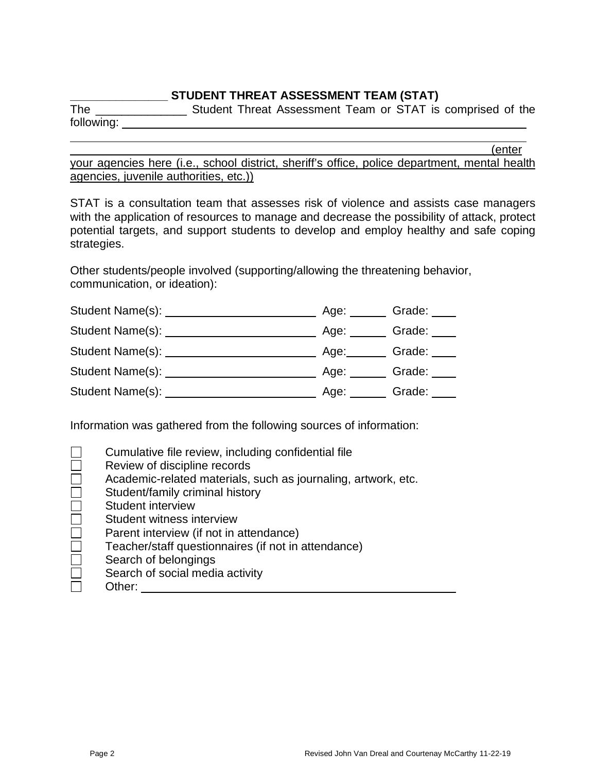## _______________ STUDENT THREAT ASSESSMENT TEAM (STAT)

The ______________ Student Threat Assessment Team or STAT is comprised of the following: ____________________________________________________________

____________________________________________________________________________

__________________________________________________________________(enter your agencies here (i.e., school district, sheriff's office, police department, mental health agencies, juvenile authorities, etc.))

STAT is a consultation team that assesses risk of violence and assists case managers with the application of resources to manage and decrease the possibility of attack, protect potential targets, and support students to develop and employ healthy and safe coping strategies.

Other students/people involved (supporting/allowing the threatening behavior, communication, or ideation):

Student Name(s): ________________________ Age: ______ Grade: ____

Student Name(s): ________________________ Age: ______ Grade: ____

Student Name(s): ________________________ Age: ______ Grade: ____

Student Name(s): ________________________ Age: ______ Grade: ____

Student Name(s): ________________________ Age: ______ Grade: ____

Information was gathered from the following sources of information:

- ☐ Cumulative file review, including confidential file
- ☐ Review of discipline records
- ☐ Academic-related materials, such as journaling, artwork, etc.
- ☐ Student/family criminal history
- ☐ Student interview
- ☐ Student witness interview
- ☐ Parent interview (if not in attendance)
- ☐ Teacher/staff questionnaires (if not in attendance)
- ☐ Search of belongings
- ☐ Search of social media activity
- ☐ Other: ____________________________________________

Revised John Van Dreal and Courtenay McCarthy 11-22-19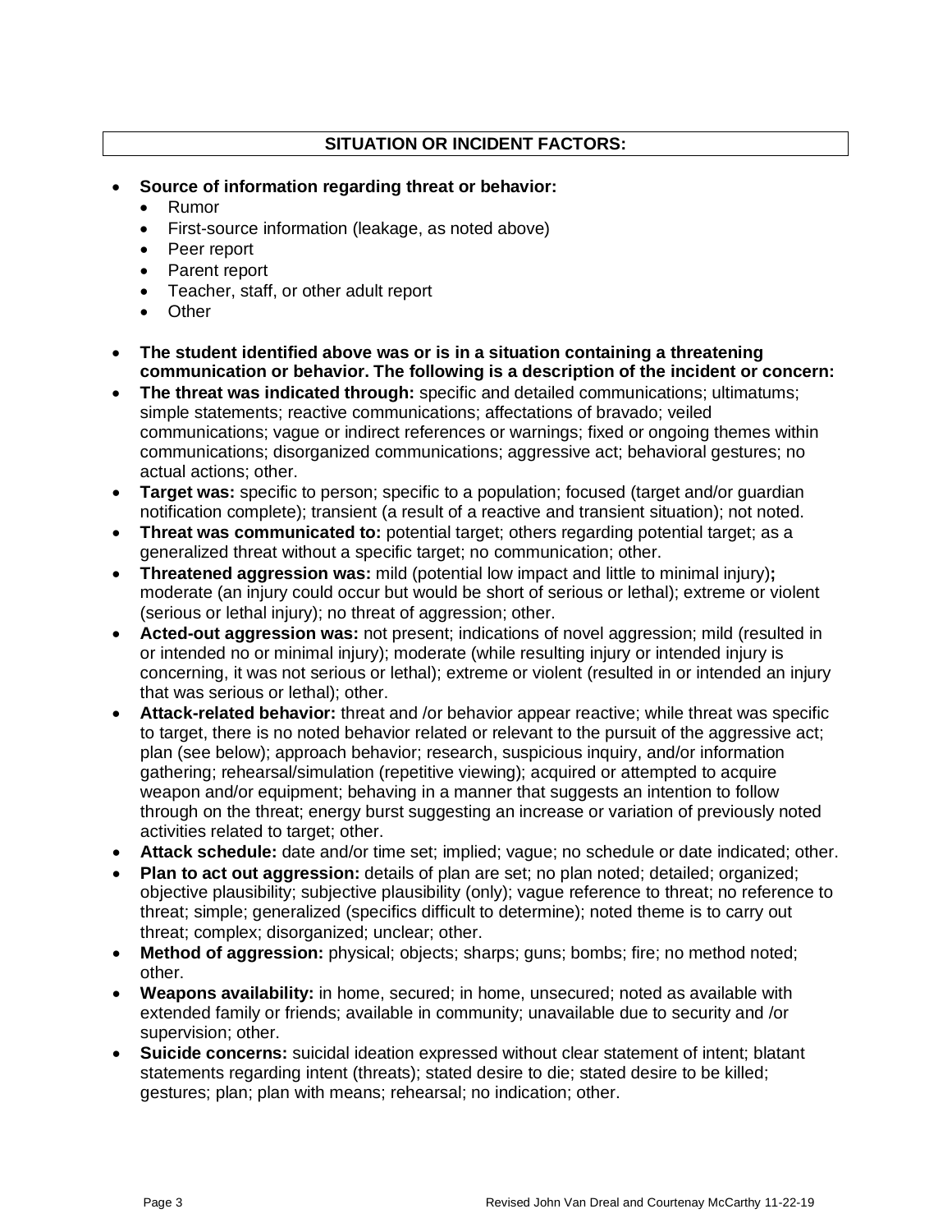## SITUATION OR INCIDENT FACTORS:

- **Source of information regarding threat or behavior:**
  - Rumor
  - First-source information (leakage, as noted above)
  - Peer report
  - Parent report
  - Teacher, staff, or other adult report
  - Other
- **The student identified above was or is in a situation containing a threatening communication or behavior. The following is a description of the incident or concern:**
- **The threat was indicated through:** specific and detailed communications; ultimatums; simple statements; reactive communications; affectations of bravado; veiled communications; vague or indirect references or warnings; fixed or ongoing themes within communications; disorganized communications; aggressive act; behavioral gestures; no actual actions; other.
- **Target was:** specific to person; specific to a population; focused (target and/or guardian notification complete); transient (a result of a reactive and transient situation); not noted.
- **Threat was communicated to:** potential target; others regarding potential target; as a generalized threat without a specific target; no communication; other.
- **Threatened aggression was:** mild (potential low impact and little to minimal injury)**;** moderate (an injury could occur but would be short of serious or lethal); extreme or violent (serious or lethal injury); no threat of aggression; other.
- **Acted-out aggression was:** not present; indications of novel aggression; mild (resulted in or intended no or minimal injury); moderate (while resulting injury or intended injury is concerning, it was not serious or lethal); extreme or violent (resulted in or intended an injury that was serious or lethal); other.
- **Attack-related behavior:** threat and /or behavior appear reactive; while threat was specific to target, there is no noted behavior related or relevant to the pursuit of the aggressive act; plan (see below); approach behavior; research, suspicious inquiry, and/or information gathering; rehearsal/simulation (repetitive viewing); acquired or attempted to acquire weapon and/or equipment; behaving in a manner that suggests an intention to follow through on the threat; energy burst suggesting an increase or variation of previously noted activities related to target; other.
- **Attack schedule:** date and/or time set; implied; vague; no schedule or date indicated; other.
- **Plan to act out aggression:** details of plan are set; no plan noted; detailed; organized; objective plausibility; subjective plausibility (only); vague reference to threat; no reference to threat; simple; generalized (specifics difficult to determine); noted theme is to carry out threat; complex; disorganized; unclear; other.
- **Method of aggression:** physical; objects; sharps; guns; bombs; fire; no method noted; other.
- **Weapons availability:** in home, secured; in home, unsecured; noted as available with extended family or friends; available in community; unavailable due to security and /or supervision; other.
- **Suicide concerns:** suicidal ideation expressed without clear statement of intent; blatant statements regarding intent (threats); stated desire to die; stated desire to be killed; gestures; plan; plan with means; rehearsal; no indication; other.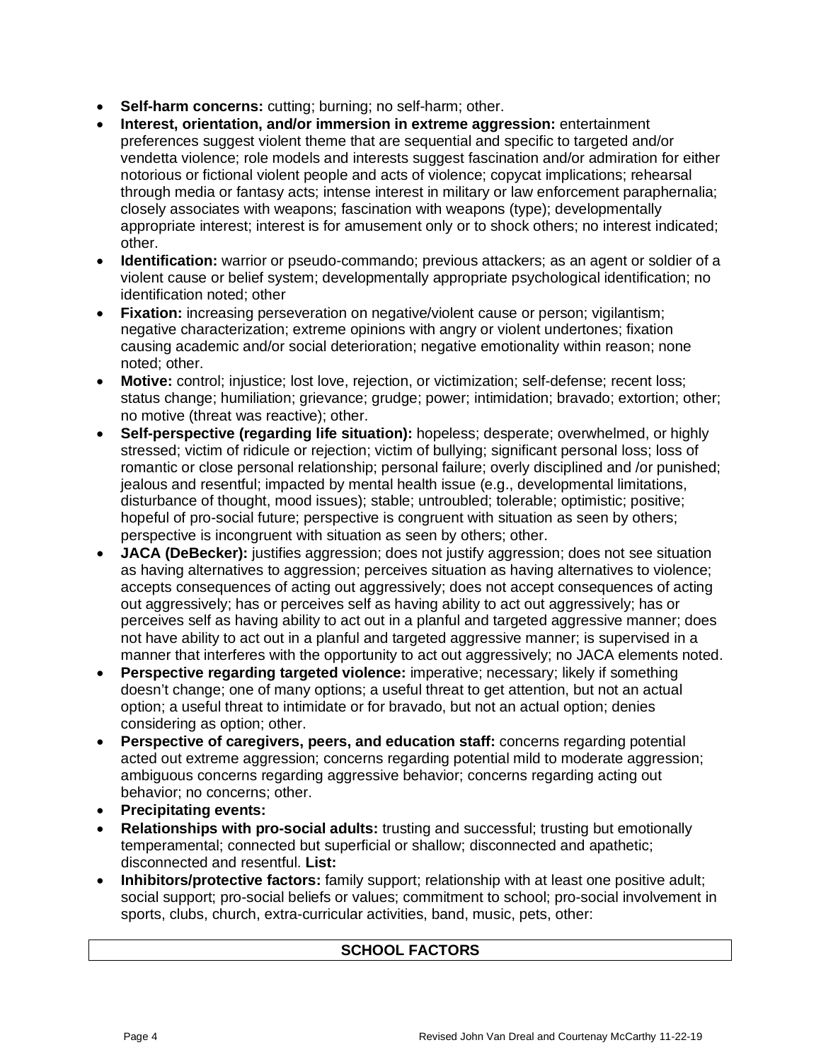- **Self-harm concerns:** cutting; burning; no self-harm; other.
- **Interest, orientation, and/or immersion in extreme aggression:** entertainment preferences suggest violent theme that are sequential and specific to targeted and/or vendetta violence; role models and interests suggest fascination and/or admiration for either notorious or fictional violent people and acts of violence; copycat implications; rehearsal through media or fantasy acts; intense interest in military or law enforcement paraphernalia; closely associates with weapons; fascination with weapons (type); developmentally appropriate interest; interest is for amusement only or to shock others; no interest indicated; other.
- **Identification:** warrior or pseudo-commando; previous attackers; as an agent or soldier of a violent cause or belief system; developmentally appropriate psychological identification; no identification noted; other
- **Fixation:** increasing perseveration on negative/violent cause or person; vigilantism; negative characterization; extreme opinions with angry or violent undertones; fixation causing academic and/or social deterioration; negative emotionality within reason; none noted; other.
- **Motive:** control; injustice; lost love, rejection, or victimization; self-defense; recent loss; status change; humiliation; grievance; grudge; power; intimidation; bravado; extortion; other; no motive (threat was reactive); other.
- **Self-perspective (regarding life situation):** hopeless; desperate; overwhelmed, or highly stressed; victim of ridicule or rejection; victim of bullying; significant personal loss; loss of romantic or close personal relationship; personal failure; overly disciplined and /or punished; jealous and resentful; impacted by mental health issue (e.g., developmental limitations, disturbance of thought, mood issues); stable; untroubled; tolerable; optimistic; positive; hopeful of pro-social future; perspective is congruent with situation as seen by others; perspective is incongruent with situation as seen by others; other.
- **JACA (DeBecker):** justifies aggression; does not justify aggression; does not see situation as having alternatives to aggression; perceives situation as having alternatives to violence; accepts consequences of acting out aggressively; does not accept consequences of acting out aggressively; has or perceives self as having ability to act out aggressively; has or perceives self as having ability to act out in a planful and targeted aggressive manner; does not have ability to act out in a planful and targeted aggressive manner; is supervised in a manner that interferes with the opportunity to act out aggressively; no JACA elements noted.
- **Perspective regarding targeted violence:** imperative; necessary; likely if something doesn't change; one of many options; a useful threat to get attention, but not an actual option; a useful threat to intimidate or for bravado, but not an actual option; denies considering as option; other.
- **Perspective of caregivers, peers, and education staff:** concerns regarding potential acted out extreme aggression; concerns regarding potential mild to moderate aggression; ambiguous concerns regarding aggressive behavior; concerns regarding acting out behavior; no concerns; other.
- **Precipitating events:**
- **Relationships with pro-social adults:** trusting and successful; trusting but emotionally temperamental; connected but superficial or shallow; disconnected and apathetic; disconnected and resentful. **List:**
- **Inhibitors/protective factors:** family support; relationship with at least one positive adult; social support; pro-social beliefs or values; commitment to school; pro-social involvement in sports, clubs, church, extra-curricular activities, band, music, pets, other:

## SCHOOL FACTORS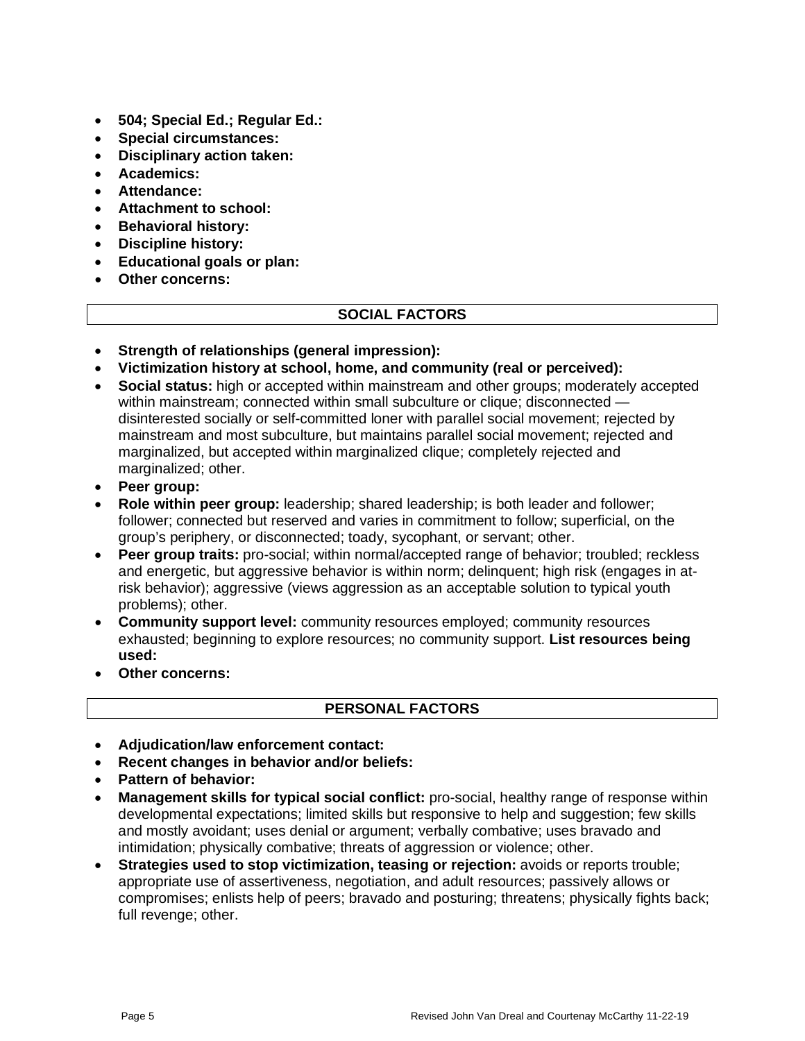- **504; Special Ed.; Regular Ed.:**
- **Special circumstances:**
- **Disciplinary action taken:**
- **Academics:**
- **Attendance:**
- **Attachment to school:**
- **Behavioral history:**
- **Discipline history:**
- **Educational goals or plan:**
- **Other concerns:**

## SOCIAL FACTORS

- **Strength of relationships (general impression):**
- **Victimization history at school, home, and community (real or perceived):**
- **Social status:** high or accepted within mainstream and other groups; moderately accepted within mainstream; connected within small subculture or clique; disconnected — disinterested socially or self-committed loner with parallel social movement; rejected by mainstream and most subculture, but maintains parallel social movement; rejected and marginalized, but accepted within marginalized clique; completely rejected and marginalized; other.
- **Peer group:**
- **Role within peer group:** leadership; shared leadership; is both leader and follower; follower; connected but reserved and varies in commitment to follow; superficial, on the group's periphery, or disconnected; toady, sycophant, or servant; other.
- **Peer group traits:** pro-social; within normal/accepted range of behavior; troubled; reckless and energetic, but aggressive behavior is within norm; delinquent; high risk (engages in at-risk behavior); aggressive (views aggression as an acceptable solution to typical youth problems); other.
- **Community support level:** community resources employed; community resources exhausted; beginning to explore resources; no community support. **List resources being used:**
- **Other concerns:**

## PERSONAL FACTORS

- **Adjudication/law enforcement contact:**
- **Recent changes in behavior and/or beliefs:**
- **Pattern of behavior:**
- **Management skills for typical social conflict:** pro-social, healthy range of response within developmental expectations; limited skills but responsive to help and suggestion; few skills and mostly avoidant; uses denial or argument; verbally combative; uses bravado and intimidation; physically combative; threats of aggression or violence; other.
- **Strategies used to stop victimization, teasing or rejection:** avoids or reports trouble; appropriate use of assertiveness, negotiation, and adult resources; passively allows or compromises; enlists help of peers; bravado and posturing; threatens; physically fights back; full revenge; other.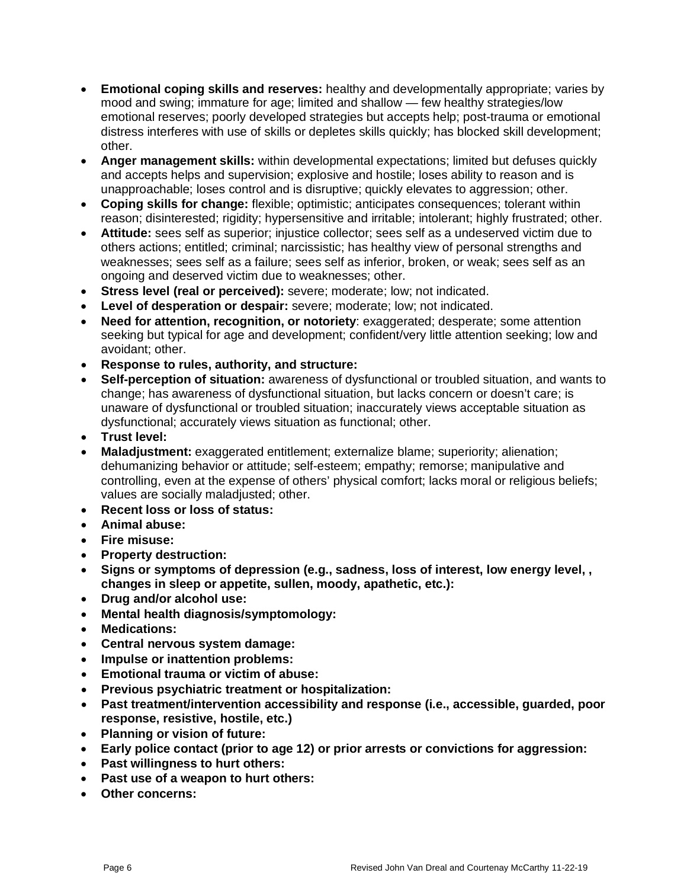- **Emotional coping skills and reserves:** healthy and developmentally appropriate; varies by mood and swing; immature for age; limited and shallow — few healthy strategies/low emotional reserves; poorly developed strategies but accepts help; post-trauma or emotional distress interferes with use of skills or depletes skills quickly; has blocked skill development; other.
- **Anger management skills:** within developmental expectations; limited but defuses quickly and accepts helps and supervision; explosive and hostile; loses ability to reason and is unapproachable; loses control and is disruptive; quickly elevates to aggression; other.
- **Coping skills for change:** flexible; optimistic; anticipates consequences; tolerant within reason; disinterested; rigidity; hypersensitive and irritable; intolerant; highly frustrated; other.
- **Attitude:** sees self as superior; injustice collector; sees self as a undeserved victim due to others actions; entitled; criminal; narcissistic; has healthy view of personal strengths and weaknesses; sees self as a failure; sees self as inferior, broken, or weak; sees self as an ongoing and deserved victim due to weaknesses; other.
- **Stress level (real or perceived):** severe; moderate; low; not indicated.
- **Level of desperation or despair:** severe; moderate; low; not indicated.
- **Need for attention, recognition, or notoriety**: exaggerated; desperate; some attention seeking but typical for age and development; confident/very little attention seeking; low and avoidant; other.
- **Response to rules, authority, and structure:**
- **Self-perception of situation:** awareness of dysfunctional or troubled situation, and wants to change; has awareness of dysfunctional situation, but lacks concern or doesn't care; is unaware of dysfunctional or troubled situation; inaccurately views acceptable situation as dysfunctional; accurately views situation as functional; other.
- **Trust level:**
- **Maladjustment:** exaggerated entitlement; externalize blame; superiority; alienation; dehumanizing behavior or attitude; self-esteem; empathy; remorse; manipulative and controlling, even at the expense of others' physical comfort; lacks moral or religious beliefs; values are socially maladjusted; other.
- **Recent loss or loss of status:**
- **Animal abuse:**
- **Fire misuse:**
- **Property destruction:**
- **Signs or symptoms of depression (e.g., sadness, loss of interest, low energy level, , changes in sleep or appetite, sullen, moody, apathetic, etc.):**
- **Drug and/or alcohol use:**
- **Mental health diagnosis/symptomology:**
- **Medications:**
- **Central nervous system damage:**
- **Impulse or inattention problems:**
- **Emotional trauma or victim of abuse:**
- **Previous psychiatric treatment or hospitalization:**
- **Past treatment/intervention accessibility and response (i.e., accessible, guarded, poor response, resistive, hostile, etc.)**
- **Planning or vision of future:**
- **Early police contact (prior to age 12) or prior arrests or convictions for aggression:**
- **Past willingness to hurt others:**
- **Past use of a weapon to hurt others:**
- **Other concerns:**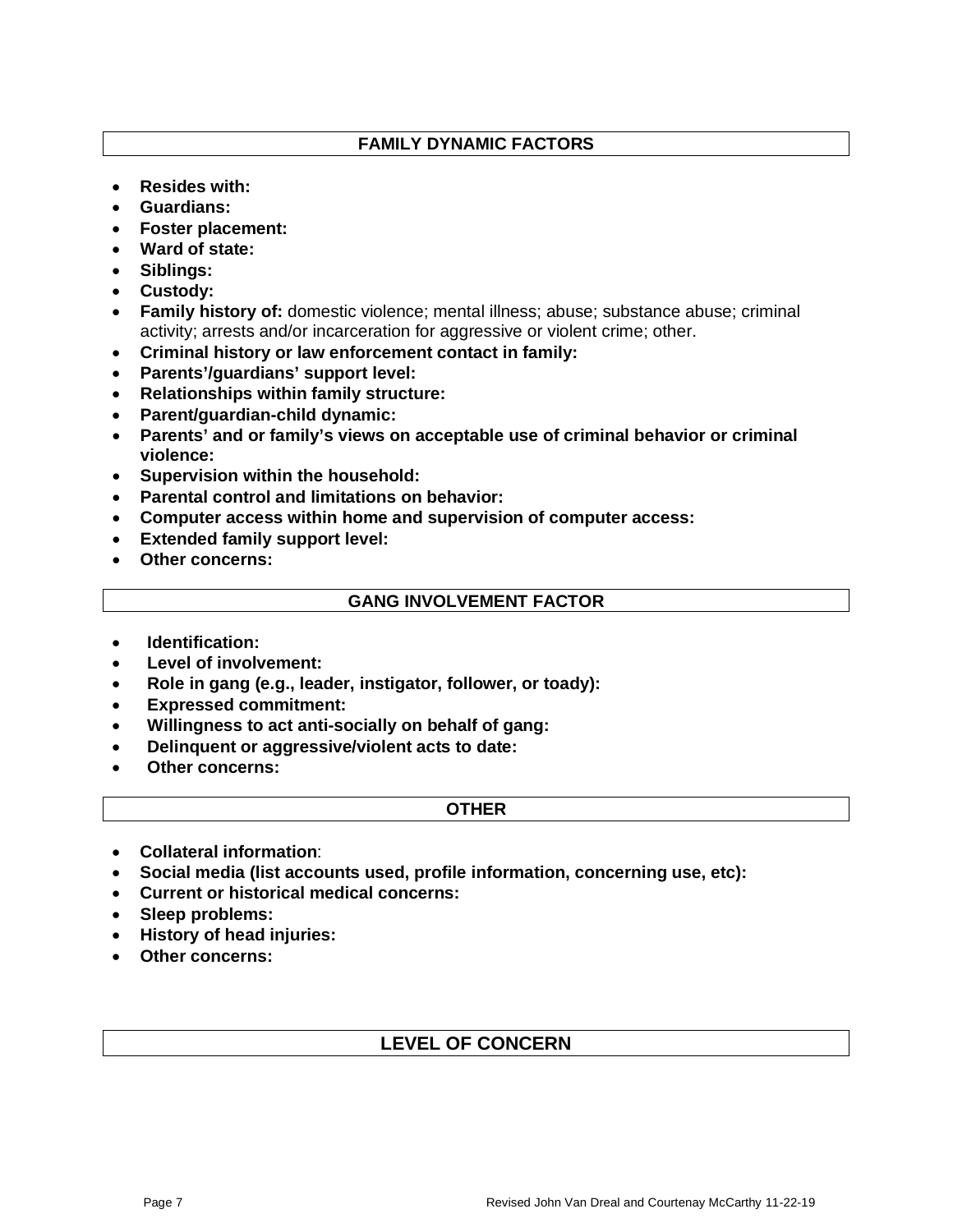## FAMILY DYNAMIC FACTORS

- **Resides with:**
- **Guardians:**
- **Foster placement:**
- **Ward of state:**
- **Siblings:**
- **Custody:**
- **Family history of:** domestic violence; mental illness; abuse; substance abuse; criminal activity; arrests and/or incarceration for aggressive or violent crime; other.
- **Criminal history or law enforcement contact in family:**
- **Parents'/guardians' support level:**
- **Relationships within family structure:**
- **Parent/guardian-child dynamic:**
- **Parents' and or family's views on acceptable use of criminal behavior or criminal violence:**
- **Supervision within the household:**
- **Parental control and limitations on behavior:**
- **Computer access within home and supervision of computer access:**
- **Extended family support level:**
- **Other concerns:**

## GANG INVOLVEMENT FACTOR

- **Identification:**
- **Level of involvement:**
- **Role in gang (e.g., leader, instigator, follower, or toady):**
- **Expressed commitment:**
- **Willingness to act anti-socially on behalf of gang:**
- **Delinquent or aggressive/violent acts to date:**
- **Other concerns:**

## OTHER

- **Collateral information**:
- **Social media (list accounts used, profile information, concerning use, etc):**
- **Current or historical medical concerns:**
- **Sleep problems:**
- **History of head injuries:**
- **Other concerns:**

## LEVEL OF CONCERN

Revised John Van Dreal and Courtenay McCarthy 11-22-19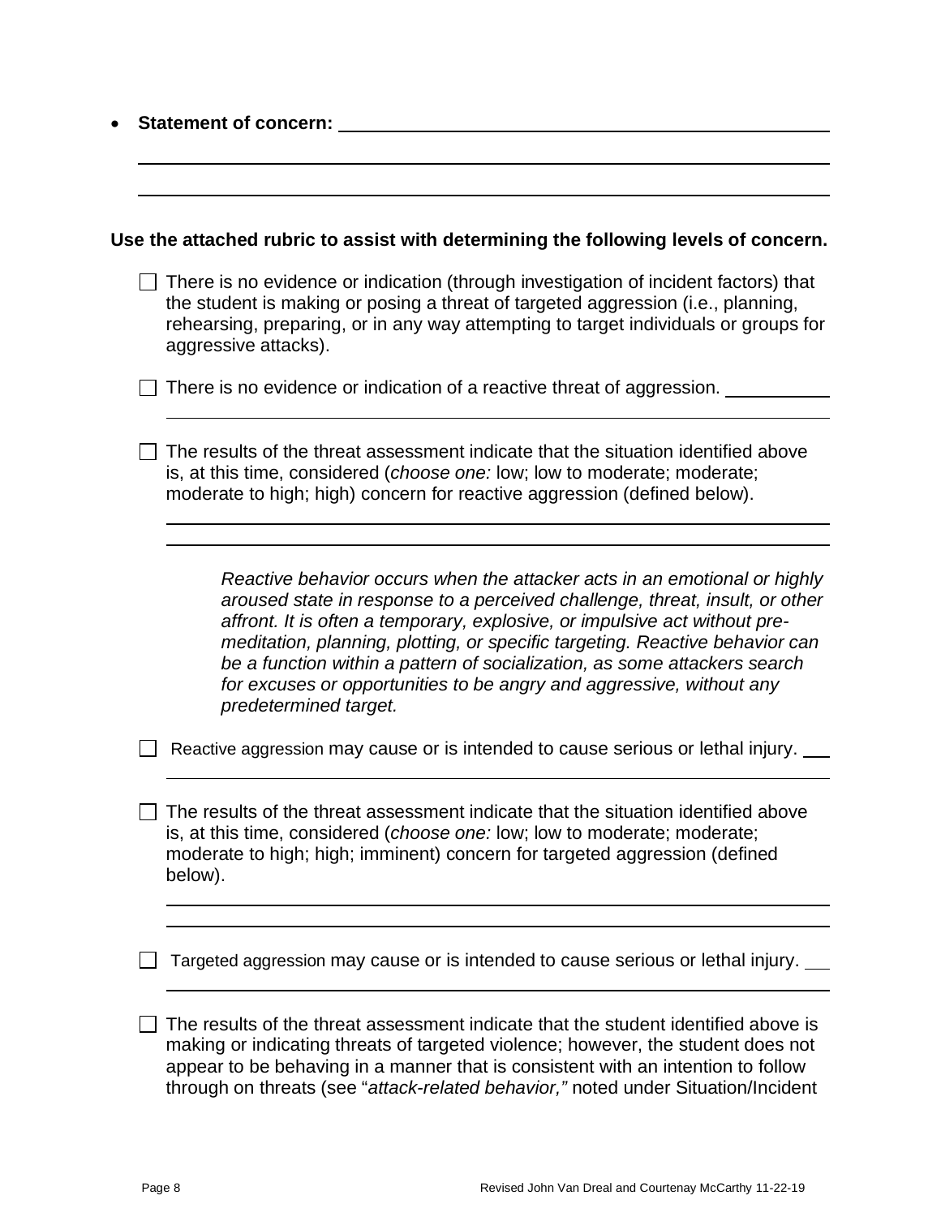- **Statement of concern:** ______________________________________________

______________________________________________________________

______________________________________________________________

**Use the attached rubric to assist with determining the following levels of concern.**

- ☐ There is no evidence or indication (through investigation of incident factors) that the student is making or posing a threat of targeted aggression (i.e., planning, rehearsing, preparing, or in any way attempting to target individuals or groups for aggressive attacks).

- ☐ There is no evidence or indication of a reactive threat of aggression. __________

  ______________________________________________________________

- ☐ The results of the threat assessment indicate that the situation identified above is, at this time, considered (*choose one:* low; low to moderate; moderate; moderate to high; high) concern for reactive aggression (defined below).

  ______________________________________________________________

  ______________________________________________________________

  *Reactive behavior occurs when the attacker acts in an emotional or highly aroused state in response to a perceived challenge, threat, insult, or other affront. It is often a temporary, explosive, or impulsive act without pre-meditation, planning, plotting, or specific targeting. Reactive behavior can be a function within a pattern of socialization, as some attackers search for excuses or opportunities to be angry and aggressive, without any predetermined target.*

- ☐ Reactive aggression may cause or is intended to cause serious or lethal injury. ___

  ______________________________________________________________

- ☐ The results of the threat assessment indicate that the situation identified above is, at this time, considered (*choose one:* low; low to moderate; moderate; moderate to high; high; imminent) concern for targeted aggression (defined below).

  ______________________________________________________________

  ______________________________________________________________

- ☐ Targeted aggression may cause or is intended to cause serious or lethal injury. ___

  ______________________________________________________________

- ☐ The results of the threat assessment indicate that the student identified above is making or indicating threats of targeted violence; however, the student does not appear to be behaving in a manner that is consistent with an intention to follow through on threats (see "*attack-related behavior,"* noted under Situation/Incident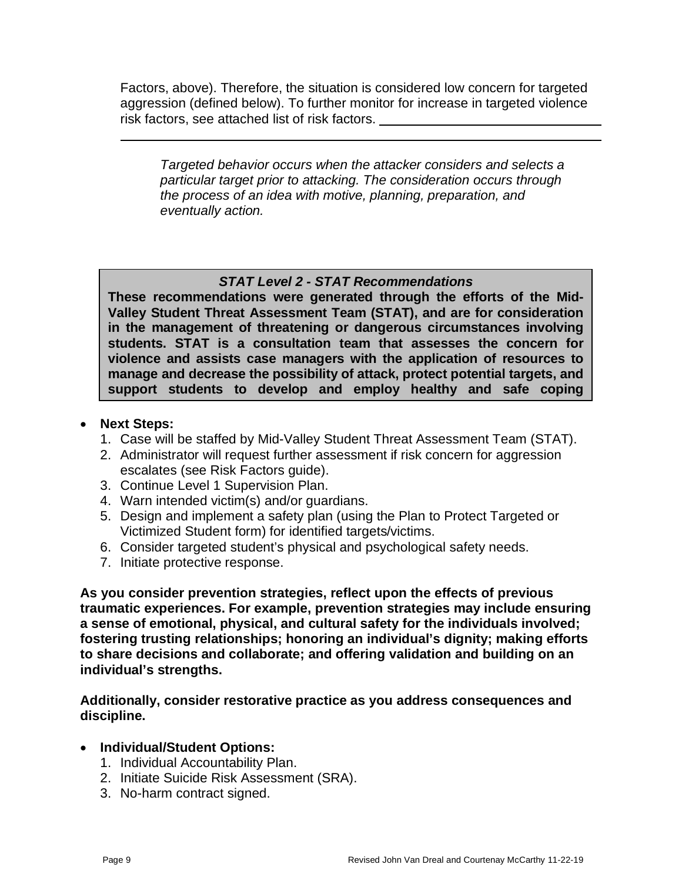Factors, above). Therefore, the situation is considered low concern for targeted aggression (defined below). To further monitor for increase in targeted violence risk factors, see attached list of risk factors. ______________________________

______________________________________________________________

> *Targeted behavior occurs when the attacker considers and selects a particular target prior to attacking. The consideration occurs through the process of an idea with motive, planning, preparation, and eventually action.*

***STAT Level 2 - STAT Recommendations***

**These recommendations were generated through the efforts of the Mid-Valley Student Threat Assessment Team (STAT), and are for consideration in the management of threatening or dangerous circumstances involving students. STAT is a consultation team that assesses the concern for violence and assists case managers with the application of resources to manage and decrease the possibility of attack, protect potential targets, and support students to develop and employ healthy and safe coping**

- **Next Steps:**
  1. Case will be staffed by Mid-Valley Student Threat Assessment Team (STAT).
  2. Administrator will request further assessment if risk concern for aggression escalates (see Risk Factors guide).
  3. Continue Level 1 Supervision Plan.
  4. Warn intended victim(s) and/or guardians.
  5. Design and implement a safety plan (using the Plan to Protect Targeted or Victimized Student form) for identified targets/victims.
  6. Consider targeted student's physical and psychological safety needs.
  7. Initiate protective response.

**As you consider prevention strategies, reflect upon the effects of previous traumatic experiences. For example, prevention strategies may include ensuring a sense of emotional, physical, and cultural safety for the individuals involved; fostering trusting relationships; honoring an individual's dignity; making efforts to share decisions and collaborate; and offering validation and building on an individual's strengths.**

**Additionally, consider restorative practice as you address consequences and discipline.**

- **Individual/Student Options:**
  1. Individual Accountability Plan.
  2. Initiate Suicide Risk Assessment (SRA).
  3. No-harm contract signed.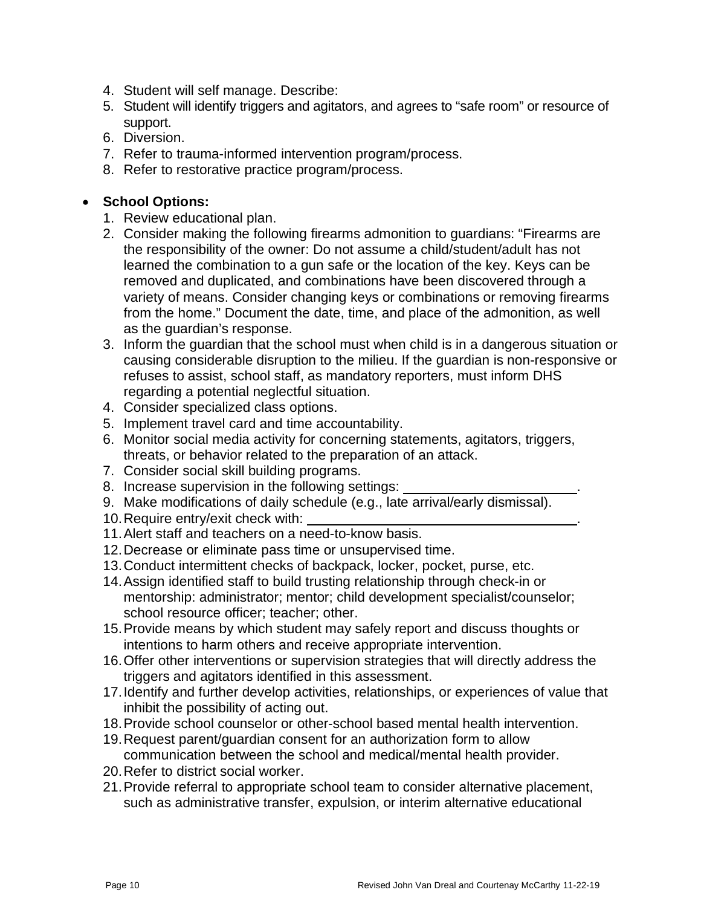4. Student will self manage. Describe:
5. Student will identify triggers and agitators, and agrees to “safe room” or resource of support.
6. Diversion.
7. Refer to trauma-informed intervention program/process.
8. Refer to restorative practice program/process.

- **School Options:**
  1. Review educational plan.
  2. Consider making the following firearms admonition to guardians: “Firearms are the responsibility of the owner: Do not assume a child/student/adult has not learned the combination to a gun safe or the location of the key. Keys can be removed and duplicated, and combinations have been discovered through a variety of means. Consider changing keys or combinations or removing firearms from the home.” Document the date, time, and place of the admonition, as well as the guardian’s response.
  3. Inform the guardian that the school must when child is in a dangerous situation or causing considerable disruption to the milieu. If the guardian is non-responsive or refuses to assist, school staff, as mandatory reporters, must inform DHS regarding a potential neglectful situation.
  4. Consider specialized class options.
  5. Implement travel card and time accountability.
  6. Monitor social media activity for concerning statements, agitators, triggers, threats, or behavior related to the preparation of an attack.
  7. Consider social skill building programs.
  8. Increase supervision in the following settings: ______________________.
  9. Make modifications of daily schedule (e.g., late arrival/early dismissal).
  10. Require entry/exit check with: ___________________________________.
  11. Alert staff and teachers on a need-to-know basis.
  12. Decrease or eliminate pass time or unsupervised time.
  13. Conduct intermittent checks of backpack, locker, pocket, purse, etc.
  14. Assign identified staff to build trusting relationship through check-in or mentorship: administrator; mentor; child development specialist/counselor; school resource officer; teacher; other.
  15. Provide means by which student may safely report and discuss thoughts or intentions to harm others and receive appropriate intervention.
  16. Offer other interventions or supervision strategies that will directly address the triggers and agitators identified in this assessment.
  17. Identify and further develop activities, relationships, or experiences of value that inhibit the possibility of acting out.
  18. Provide school counselor or other-school based mental health intervention.
  19. Request parent/guardian consent for an authorization form to allow communication between the school and medical/mental health provider.
  20. Refer to district social worker.
  21. Provide referral to appropriate school team to consider alternative placement, such as administrative transfer, expulsion, or interim alternative educational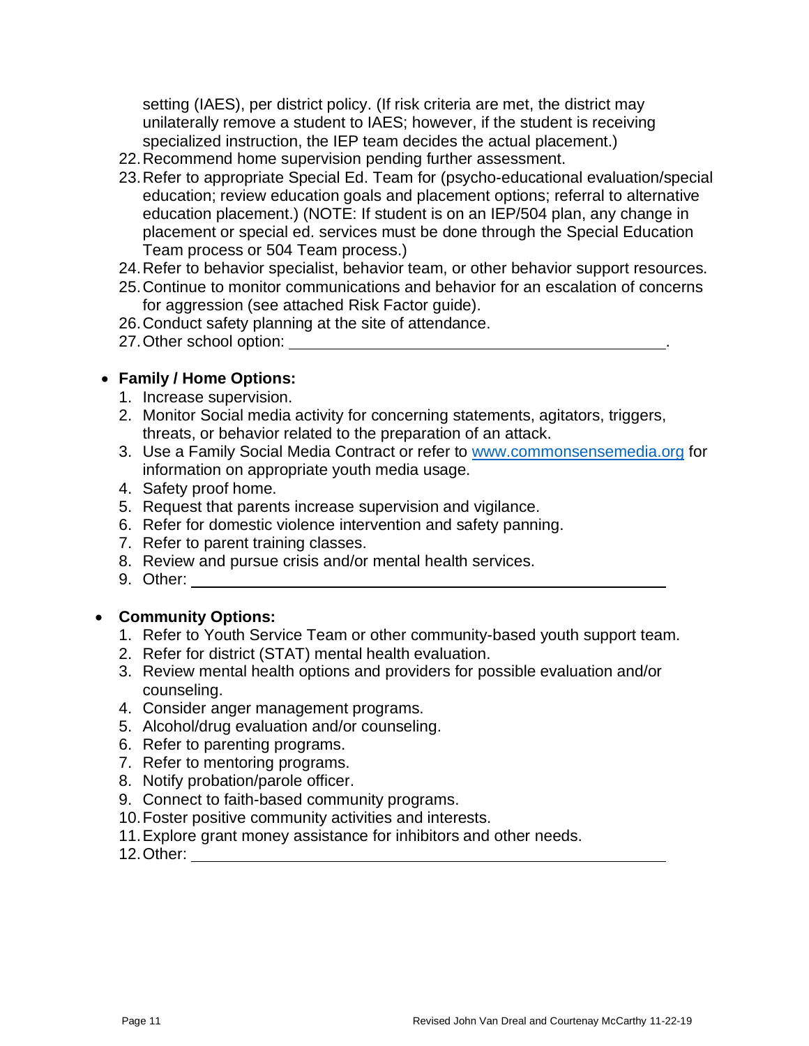setting (IAES), per district policy. (If risk criteria are met, the district may unilaterally remove a student to IAES; however, if the student is receiving specialized instruction, the IEP team decides the actual placement.)

22. Recommend home supervision pending further assessment.
23. Refer to appropriate Special Ed. Team for (psycho-educational evaluation/special education; review education goals and placement options; referral to alternative education placement.) (NOTE: If student is on an IEP/504 plan, any change in placement or special ed. services must be done through the Special Education Team process or 504 Team process.)
24. Refer to behavior specialist, behavior team, or other behavior support resources.
25. Continue to monitor communications and behavior for an escalation of concerns for aggression (see attached Risk Factor guide).
26. Conduct safety planning at the site of attendance.
27. Other school option: ____________________________________________.

- **Family / Home Options:**
  1. Increase supervision.
  2. Monitor Social media activity for concerning statements, agitators, triggers, threats, or behavior related to the preparation of an attack.
  3. Use a Family Social Media Contract or refer to [www.commonsensemedia.org](http://www.commonsensemedia.org) for information on appropriate youth media usage.
  4. Safety proof home.
  5. Request that parents increase supervision and vigilance.
  6. Refer for domestic violence intervention and safety panning.
  7. Refer to parent training classes.
  8. Review and pursue crisis and/or mental health services.
  9. Other: ____________________________________________

- **Community Options:**
  1. Refer to Youth Service Team or other community-based youth support team.
  2. Refer for district (STAT) mental health evaluation.
  3. Review mental health options and providers for possible evaluation and/or counseling.
  4. Consider anger management programs.
  5. Alcohol/drug evaluation and/or counseling.
  6. Refer to parenting programs.
  7. Refer to mentoring programs.
  8. Notify probation/parole officer.
  9. Connect to faith-based community programs.
  10. Foster positive community activities and interests.
  11. Explore grant money assistance for inhibitors and other needs.
  12. Other: ____________________________________________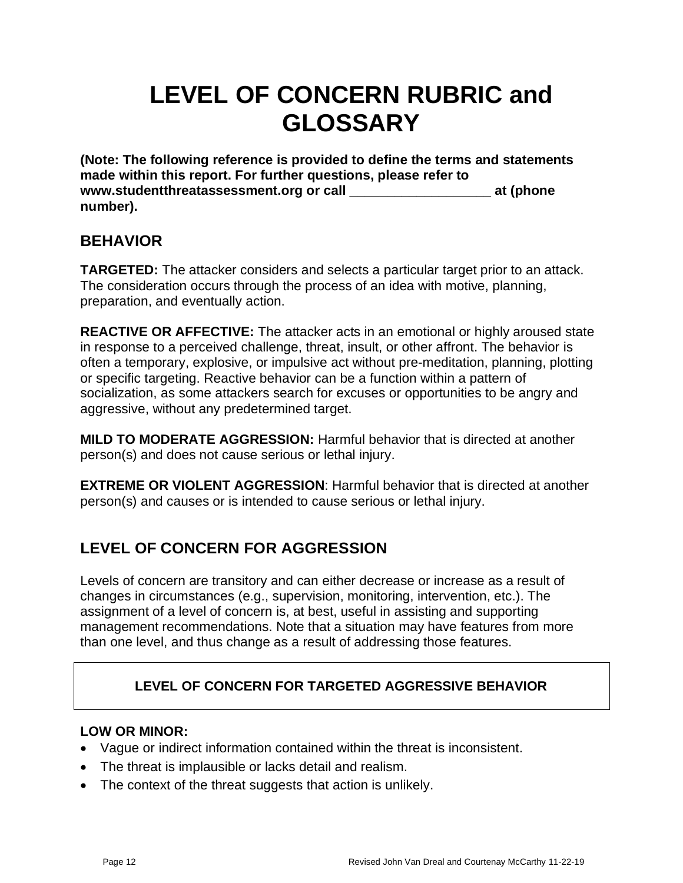# LEVEL OF CONCERN RUBRIC and GLOSSARY

**(Note: The following reference is provided to define the terms and statements made within this report. For further questions, please refer to www.studentthreatassessment.org or call ___________________ at (phone number).**

## BEHAVIOR

**TARGETED:** The attacker considers and selects a particular target prior to an attack. The consideration occurs through the process of an idea with motive, planning, preparation, and eventually action.

**REACTIVE OR AFFECTIVE:** The attacker acts in an emotional or highly aroused state in response to a perceived challenge, threat, insult, or other affront. The behavior is often a temporary, explosive, or impulsive act without pre-meditation, planning, plotting or specific targeting. Reactive behavior can be a function within a pattern of socialization, as some attackers search for excuses or opportunities to be angry and aggressive, without any predetermined target.

**MILD TO MODERATE AGGRESSION:** Harmful behavior that is directed at another person(s) and does not cause serious or lethal injury.

**EXTREME OR VIOLENT AGGRESSION**: Harmful behavior that is directed at another person(s) and causes or is intended to cause serious or lethal injury.

## LEVEL OF CONCERN FOR AGGRESSION

Levels of concern are transitory and can either decrease or increase as a result of changes in circumstances (e.g., supervision, monitoring, intervention, etc.). The assignment of a level of concern is, at best, useful in assisting and supporting management recommendations. Note that a situation may have features from more than one level, and thus change as a result of addressing those features.

### LEVEL OF CONCERN FOR TARGETED AGGRESSIVE BEHAVIOR

**LOW OR MINOR:**

- Vague or indirect information contained within the threat is inconsistent.
- The threat is implausible or lacks detail and realism.
- The context of the threat suggests that action is unlikely.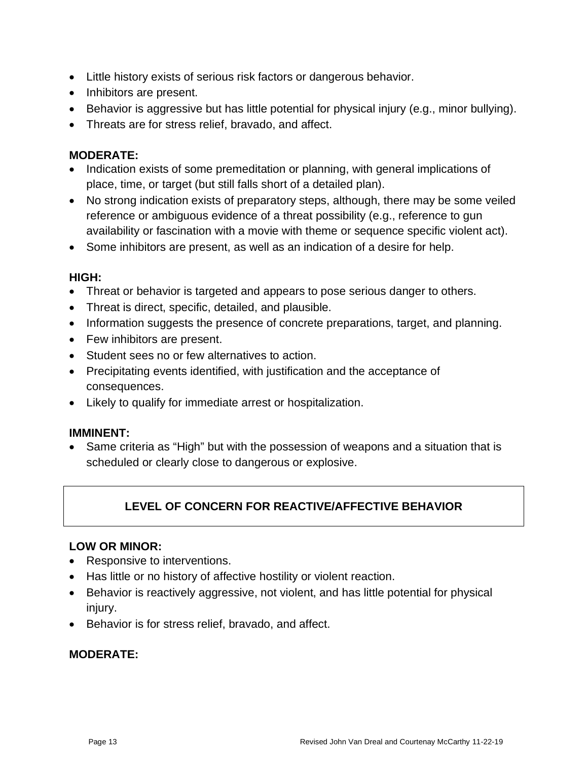- Little history exists of serious risk factors or dangerous behavior.
- Inhibitors are present.
- Behavior is aggressive but has little potential for physical injury (e.g., minor bullying).
- Threats are for stress relief, bravado, and affect.

**MODERATE:**

- Indication exists of some premeditation or planning, with general implications of place, time, or target (but still falls short of a detailed plan).
- No strong indication exists of preparatory steps, although, there may be some veiled reference or ambiguous evidence of a threat possibility (e.g., reference to gun availability or fascination with a movie with theme or sequence specific violent act).
- Some inhibitors are present, as well as an indication of a desire for help.

**HIGH:**

- Threat or behavior is targeted and appears to pose serious danger to others.
- Threat is direct, specific, detailed, and plausible.
- Information suggests the presence of concrete preparations, target, and planning.
- Few inhibitors are present.
- Student sees no or few alternatives to action.
- Precipitating events identified, with justification and the acceptance of consequences.
- Likely to qualify for immediate arrest or hospitalization.

**IMMINENT:**

- Same criteria as "High" but with the possession of weapons and a situation that is scheduled or clearly close to dangerous or explosive.

## LEVEL OF CONCERN FOR REACTIVE/AFFECTIVE BEHAVIOR

**LOW OR MINOR:**

- Responsive to interventions.
- Has little or no history of affective hostility or violent reaction.
- Behavior is reactively aggressive, not violent, and has little potential for physical injury.
- Behavior is for stress relief, bravado, and affect.

**MODERATE:**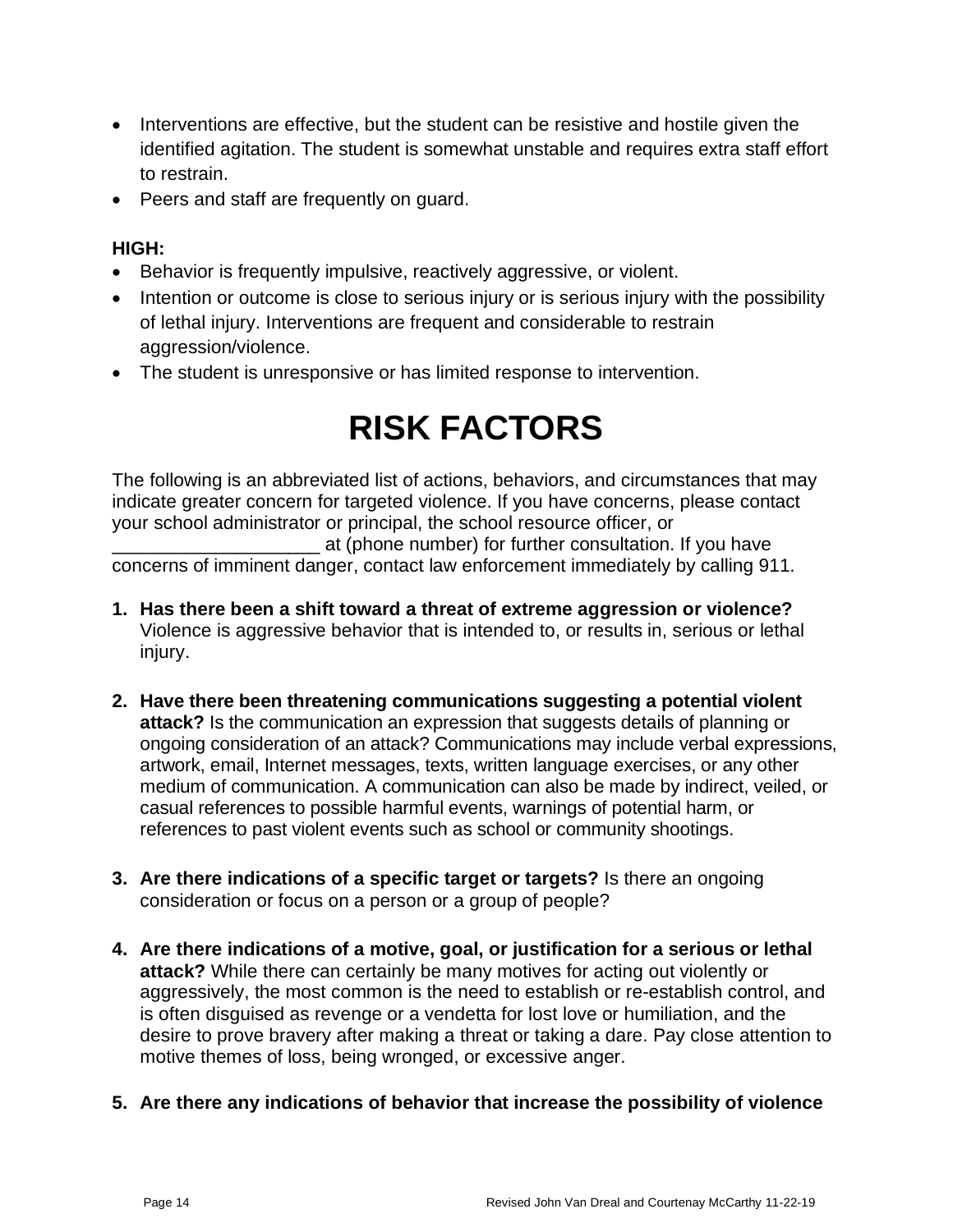- Interventions are effective, but the student can be resistive and hostile given the identified agitation. The student is somewhat unstable and requires extra staff effort to restrain.
- Peers and staff are frequently on guard.

**HIGH:**

- Behavior is frequently impulsive, reactively aggressive, or violent.
- Intention or outcome is close to serious injury or is serious injury with the possibility of lethal injury. Interventions are frequent and considerable to restrain aggression/violence.
- The student is unresponsive or has limited response to intervention.

# RISK FACTORS

The following is an abbreviated list of actions, behaviors, and circumstances that may indicate greater concern for targeted violence. If you have concerns, please contact your school administrator or principal, the school resource officer, or ____________________ at (phone number) for further consultation. If you have concerns of imminent danger, contact law enforcement immediately by calling 911.

1. **Has there been a shift toward a threat of extreme aggression or violence?** Violence is aggressive behavior that is intended to, or results in, serious or lethal injury.

2. **Have there been threatening communications suggesting a potential violent attack?** Is the communication an expression that suggests details of planning or ongoing consideration of an attack? Communications may include verbal expressions, artwork, email, Internet messages, texts, written language exercises, or any other medium of communication. A communication can also be made by indirect, veiled, or casual references to possible harmful events, warnings of potential harm, or references to past violent events such as school or community shootings.

3. **Are there indications of a specific target or targets?** Is there an ongoing consideration or focus on a person or a group of people?

4. **Are there indications of a motive, goal, or justification for a serious or lethal attack?** While there can certainly be many motives for acting out violently or aggressively, the most common is the need to establish or re-establish control, and is often disguised as revenge or a vendetta for lost love or humiliation, and the desire to prove bravery after making a threat or taking a dare. Pay close attention to motive themes of loss, being wronged, or excessive anger.

5. **Are there any indications of behavior that increase the possibility of violence**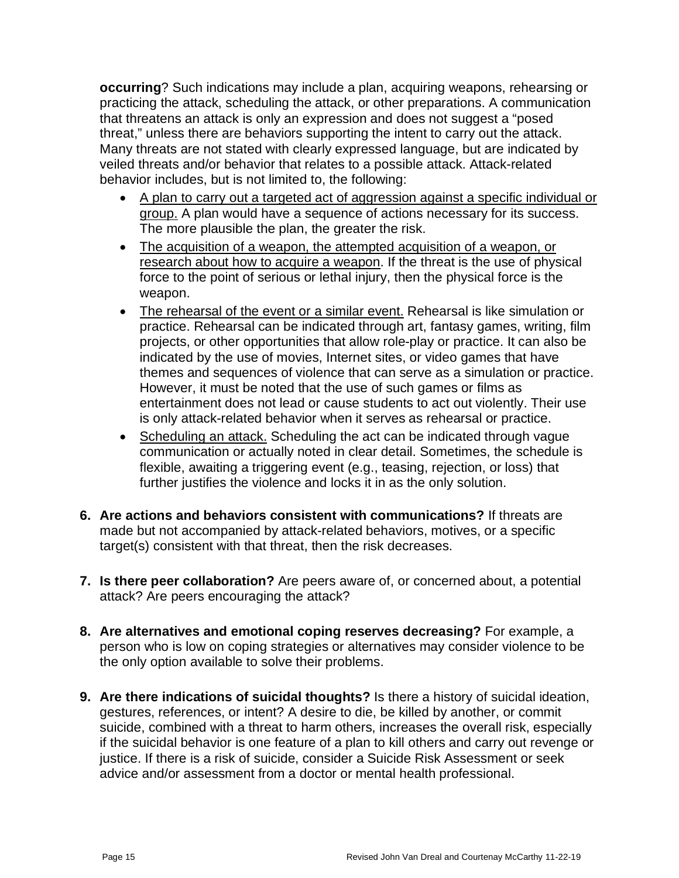**occurring**? Such indications may include a plan, acquiring weapons, rehearsing or practicing the attack, scheduling the attack, or other preparations. A communication that threatens an attack is only an expression and does not suggest a "posed threat," unless there are behaviors supporting the intent to carry out the attack. Many threats are not stated with clearly expressed language, but are indicated by veiled threats and/or behavior that relates to a possible attack. Attack-related behavior includes, but is not limited to, the following:

- <u>A plan to carry out a targeted act of aggression against a specific individual or group.</u> A plan would have a sequence of actions necessary for its success. The more plausible the plan, the greater the risk.
- <u>The acquisition of a weapon, the attempted acquisition of a weapon, or research about how to acquire a weapon</u>. If the threat is the use of physical force to the point of serious or lethal injury, then the physical force is the weapon.
- <u>The rehearsal of the event or a similar event.</u> Rehearsal is like simulation or practice. Rehearsal can be indicated through art, fantasy games, writing, film projects, or other opportunities that allow role-play or practice. It can also be indicated by the use of movies, Internet sites, or video games that have themes and sequences of violence that can serve as a simulation or practice. However, it must be noted that the use of such games or films as entertainment does not lead or cause students to act out violently. Their use is only attack-related behavior when it serves as rehearsal or practice.
- <u>Scheduling an attack.</u> Scheduling the act can be indicated through vague communication or actually noted in clear detail. Sometimes, the schedule is flexible, awaiting a triggering event (e.g., teasing, rejection, or loss) that further justifies the violence and locks it in as the only solution.

6. **Are actions and behaviors consistent with communications?** If threats are made but not accompanied by attack-related behaviors, motives, or a specific target(s) consistent with that threat, then the risk decreases.

7. **Is there peer collaboration?** Are peers aware of, or concerned about, a potential attack? Are peers encouraging the attack?

8. **Are alternatives and emotional coping reserves decreasing?** For example, a person who is low on coping strategies or alternatives may consider violence to be the only option available to solve their problems.

9. **Are there indications of suicidal thoughts?** Is there a history of suicidal ideation, gestures, references, or intent? A desire to die, be killed by another, or commit suicide, combined with a threat to harm others, increases the overall risk, especially if the suicidal behavior is one feature of a plan to kill others and carry out revenge or justice. If there is a risk of suicide, consider a Suicide Risk Assessment or seek advice and/or assessment from a doctor or mental health professional.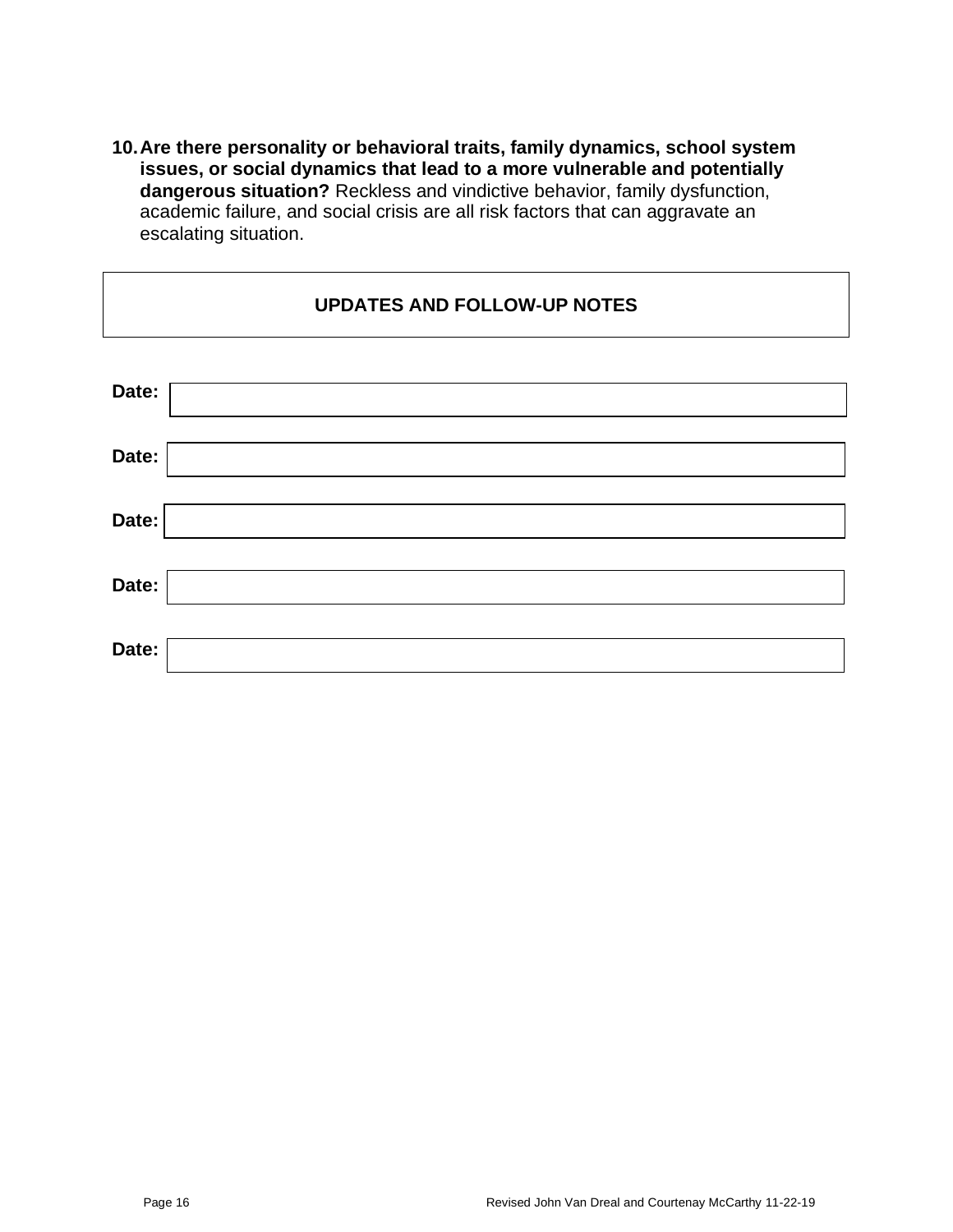10. **Are there personality or behavioral traits, family dynamics, school system issues, or social dynamics that lead to a more vulnerable and potentially dangerous situation?** Reckless and vindictive behavior, family dysfunction, academic failure, and social crisis are all risk factors that can aggravate an escalating situation.

## UPDATES AND FOLLOW-UP NOTES

**Date:**

**Date:**

**Date:**

**Date:**

**Date:**

Revised John Van Dreal and Courtenay McCarthy 11-22-19